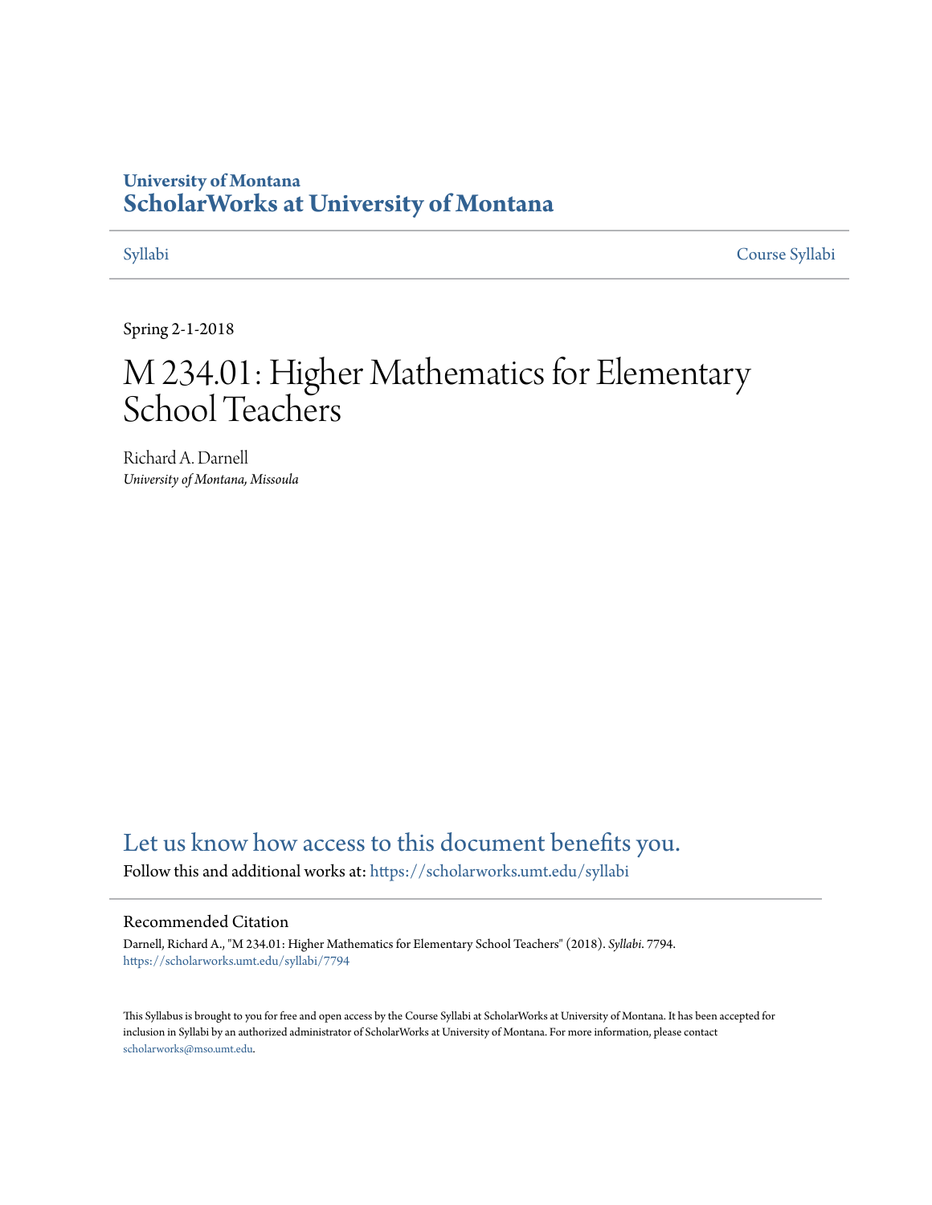University of Montana
# ScholarWorks at University of Montana

Syllabi | Course Syllabi

Spring 2-1-2018

# M 234.01: Higher Mathematics for Elementary School Teachers

Richard A. Darnell
*University of Montana, Missoula*

Let us know how access to this document benefits you.

Follow this and additional works at: https://scholarworks.umt.edu/syllabi

## Recommended Citation

Darnell, Richard A., "M 234.01: Higher Mathematics for Elementary School Teachers" (2018). *Syllabi*. 7794.
https://scholarworks.umt.edu/syllabi/7794

This Syllabus is brought to you for free and open access by the Course Syllabi at ScholarWorks at University of Montana. It has been accepted for inclusion in Syllabi by an authorized administrator of ScholarWorks at University of Montana. For more information, please contact scholarworks@mso.umt.edu.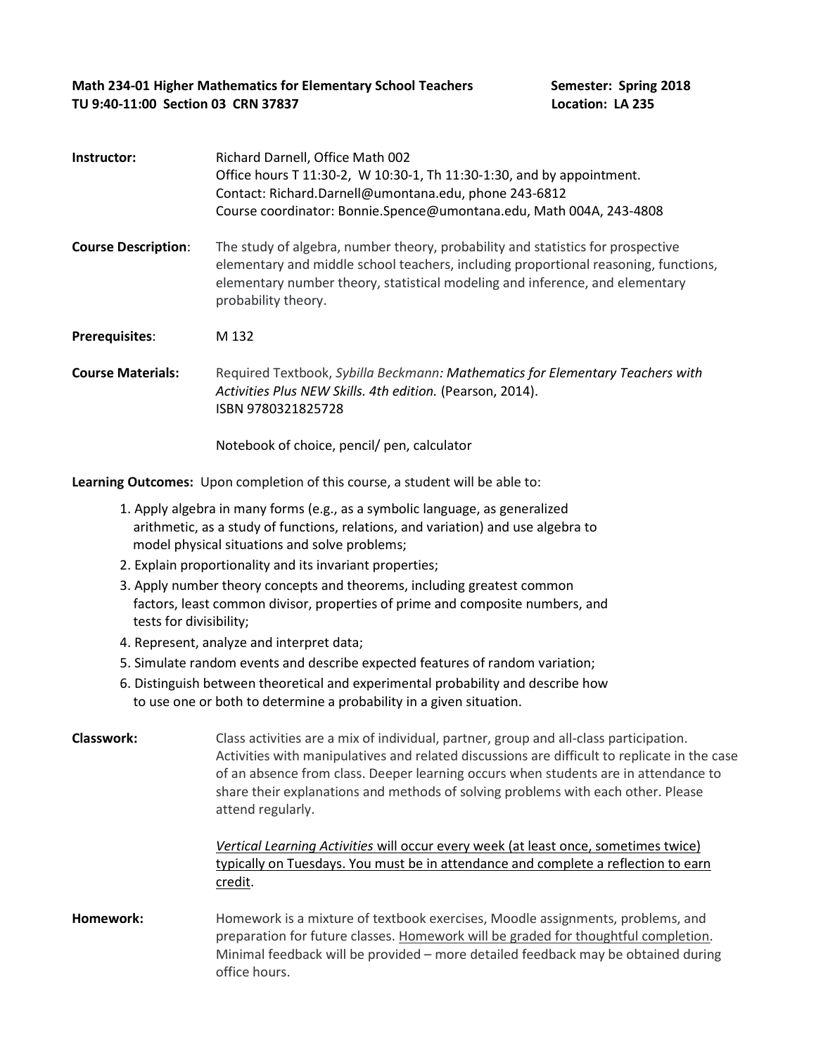**Math 234-01 Higher Mathematics for Elementary School Teachers** **Semester: Spring 2018**
**TU 9:40-11:00 Section 03 CRN 37837** **Location: LA 235**

**Instructor:** Richard Darnell, Office Math 002
Office hours T 11:30-2, W 10:30-1, Th 11:30-1:30, and by appointment.
Contact: Richard.Darnell@umontana.edu, phone 243-6812
Course coordinator: Bonnie.Spence@umontana.edu, Math 004A, 243-4808

**Course Description**: The study of algebra, number theory, probability and statistics for prospective elementary and middle school teachers, including proportional reasoning, functions, elementary number theory, statistical modeling and inference, and elementary probability theory.

**Prerequisites**: M 132

**Course Materials:** Required Textbook, *Sybilla Beckmann: Mathematics for Elementary Teachers with Activities Plus NEW Skills. 4th edition.* (Pearson, 2014).
ISBN 9780321825728

Notebook of choice, pencil/ pen, calculator

**Learning Outcomes:** Upon completion of this course, a student will be able to:

1. Apply algebra in many forms (e.g., as a symbolic language, as generalized arithmetic, as a study of functions, relations, and variation) and use algebra to model physical situations and solve problems;
2. Explain proportionality and its invariant properties;
3. Apply number theory concepts and theorems, including greatest common factors, least common divisor, properties of prime and composite numbers, and tests for divisibility;
4. Represent, analyze and interpret data;
5. Simulate random events and describe expected features of random variation;
6. Distinguish between theoretical and experimental probability and describe how to use one or both to determine a probability in a given situation.

**Classwork:** Class activities are a mix of individual, partner, group and all-class participation. Activities with manipulatives and related discussions are difficult to replicate in the case of an absence from class. Deeper learning occurs when students are in attendance to share their explanations and methods of solving problems with each other. Please attend regularly.

*Vertical Learning Activities* will occur every week (at least once, sometimes twice) typically on Tuesdays. You must be in attendance and complete a reflection to earn credit.

**Homework:** Homework is a mixture of textbook exercises, Moodle assignments, problems, and preparation for future classes. Homework will be graded for thoughtful completion. Minimal feedback will be provided – more detailed feedback may be obtained during office hours.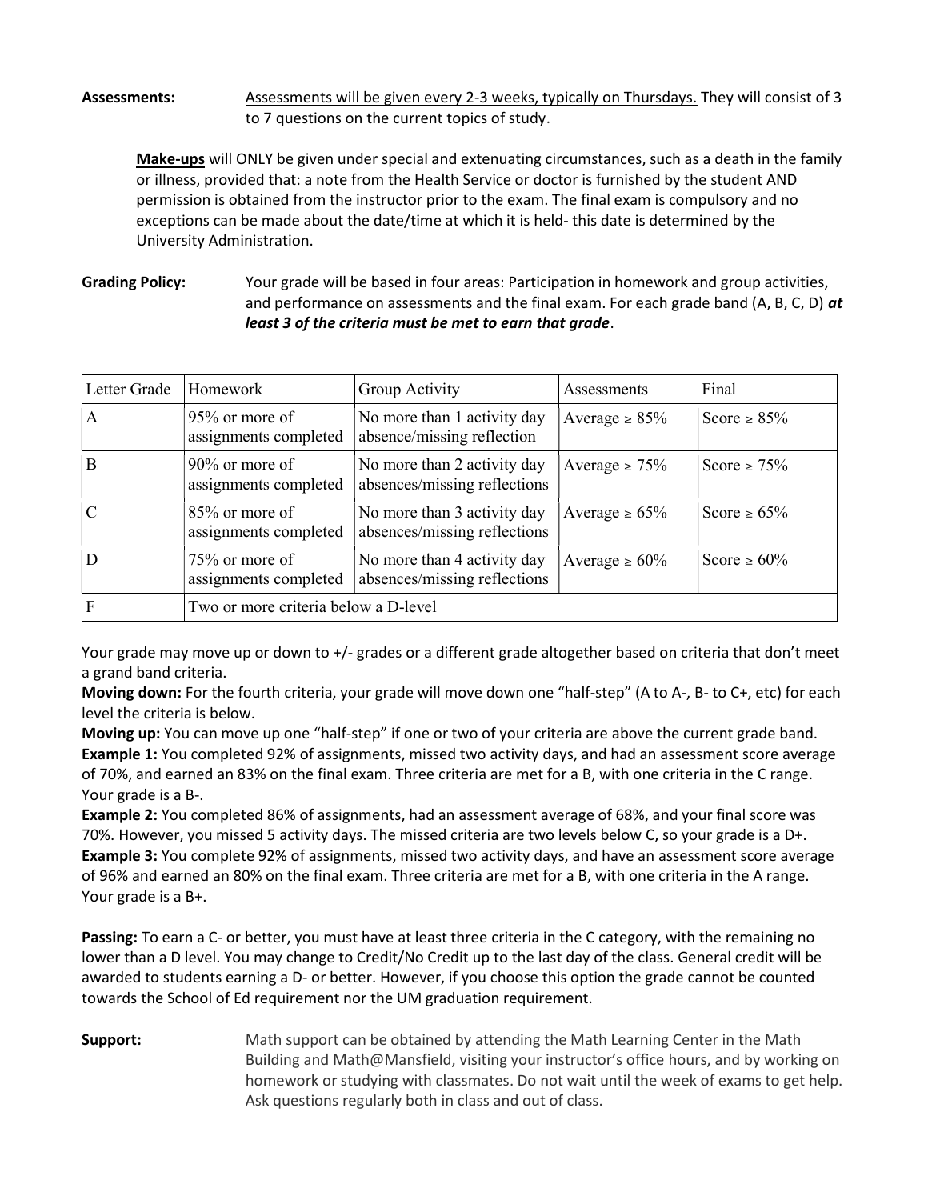**Assessments:** Assessments will be given every 2-3 weeks, typically on Thursdays. They will consist of 3 to 7 questions on the current topics of study.

**Make-ups** will ONLY be given under special and extenuating circumstances, such as a death in the family or illness, provided that: a note from the Health Service or doctor is furnished by the student AND permission is obtained from the instructor prior to the exam. The final exam is compulsory and no exceptions can be made about the date/time at which it is held- this date is determined by the University Administration.

**Grading Policy:** Your grade will be based in four areas: Participation in homework and group activities, and performance on assessments and the final exam. For each grade band (A, B, C, D) ***at least 3 of the criteria must be met to earn that grade***.

| Letter Grade | Homework | Group Activity | Assessments | Final |
|---|---|---|---|---|
| A | 95% or more of assignments completed | No more than 1 activity day absence/missing reflection | Average ≥ 85% | Score ≥ 85% |
| B | 90% or more of assignments completed | No more than 2 activity day absences/missing reflections | Average ≥ 75% | Score ≥ 75% |
| C | 85% or more of assignments completed | No more than 3 activity day absences/missing reflections | Average ≥ 65% | Score ≥ 65% |
| D | 75% or more of assignments completed | No more than 4 activity day absences/missing reflections | Average ≥ 60% | Score ≥ 60% |
| F | Two or more criteria below a D-level | | | |

Your grade may move up or down to +/- grades or a different grade altogether based on criteria that don't meet a grand band criteria.

**Moving down:** For the fourth criteria, your grade will move down one "half-step" (A to A-, B- to C+, etc) for each level the criteria is below.

**Moving up:** You can move up one "half-step" if one or two of your criteria are above the current grade band.

**Example 1:** You completed 92% of assignments, missed two activity days, and had an assessment score average of 70%, and earned an 83% on the final exam. Three criteria are met for a B, with one criteria in the C range. Your grade is a B-.

**Example 2:** You completed 86% of assignments, had an assessment average of 68%, and your final score was 70%. However, you missed 5 activity days. The missed criteria are two levels below C, so your grade is a D+.

**Example 3:** You complete 92% of assignments, missed two activity days, and have an assessment score average of 96% and earned an 80% on the final exam. Three criteria are met for a B, with one criteria in the A range. Your grade is a B+.

**Passing:** To earn a C- or better, you must have at least three criteria in the C category, with the remaining no lower than a D level. You may change to Credit/No Credit up to the last day of the class. General credit will be awarded to students earning a D- or better. However, if you choose this option the grade cannot be counted towards the School of Ed requirement nor the UM graduation requirement.

**Support:** Math support can be obtained by attending the Math Learning Center in the Math Building and Math@Mansfield, visiting your instructor's office hours, and by working on homework or studying with classmates. Do not wait until the week of exams to get help. Ask questions regularly both in class and out of class.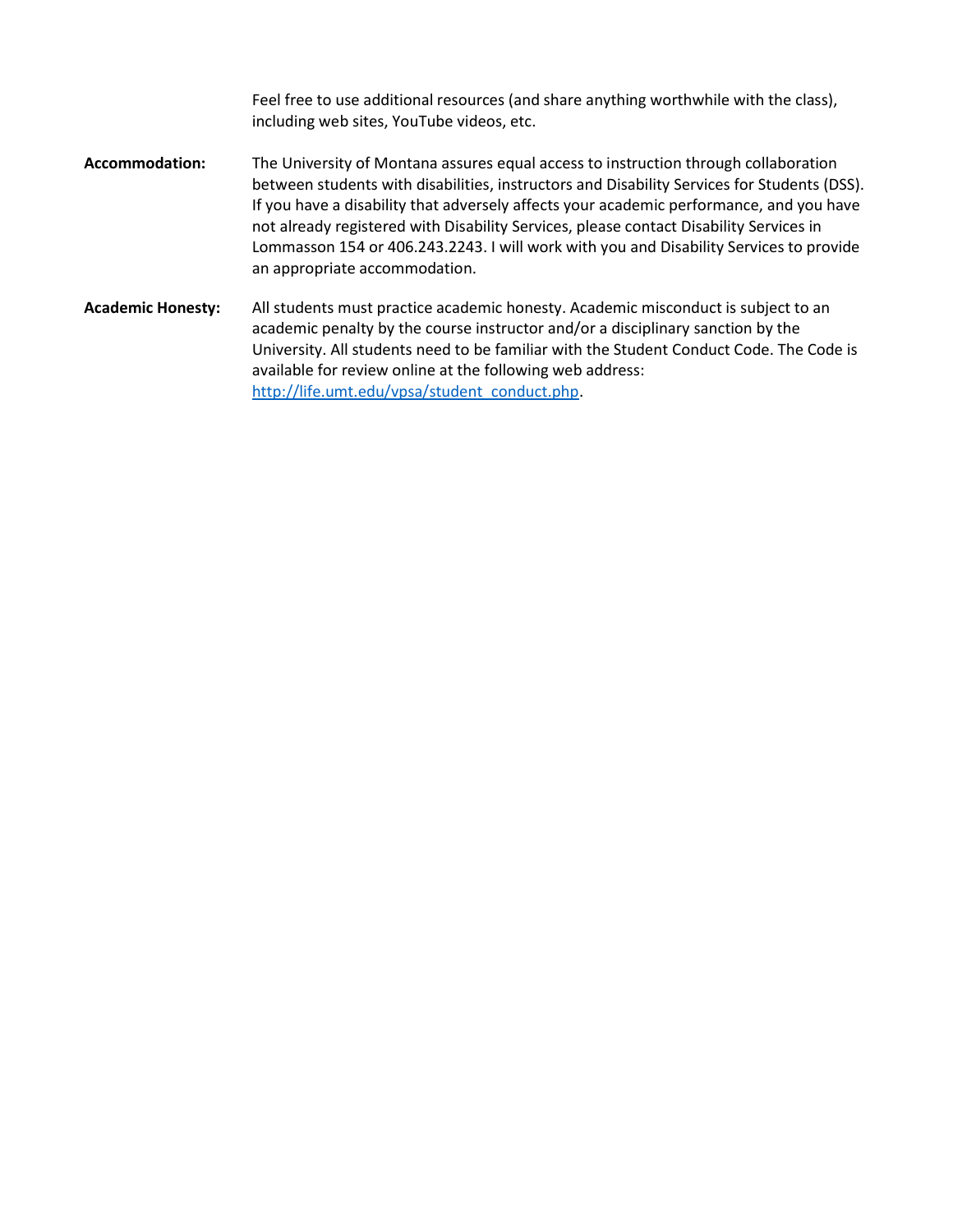Feel free to use additional resources (and share anything worthwhile with the class), including web sites, YouTube videos, etc.

**Accommodation:** The University of Montana assures equal access to instruction through collaboration between students with disabilities, instructors and Disability Services for Students (DSS). If you have a disability that adversely affects your academic performance, and you have not already registered with Disability Services, please contact Disability Services in Lommasson 154 or 406.243.2243. I will work with you and Disability Services to provide an appropriate accommodation.

**Academic Honesty:** All students must practice academic honesty. Academic misconduct is subject to an academic penalty by the course instructor and/or a disciplinary sanction by the University. All students need to be familiar with the Student Conduct Code. The Code is available for review online at the following web address: [http://life.umt.edu/vpsa/student_conduct.php](http://life.umt.edu/vpsa/student_conduct.php).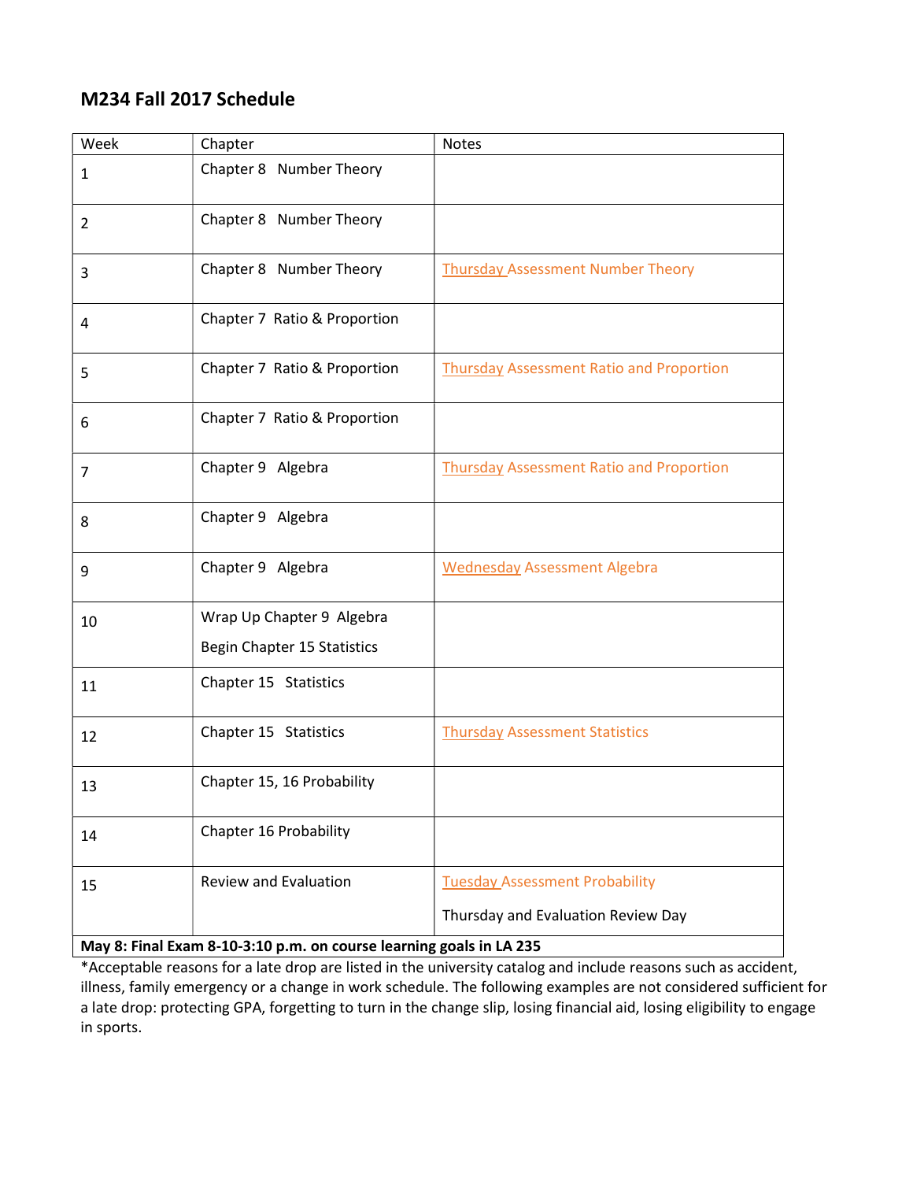## M234 Fall 2017 Schedule

| Week | Chapter | Notes |
|---|---|---|
| 1 | Chapter 8 Number Theory | |
| 2 | Chapter 8 Number Theory | |
| 3 | Chapter 8 Number Theory | Thursday Assessment Number Theory |
| 4 | Chapter 7 Ratio & Proportion | |
| 5 | Chapter 7 Ratio & Proportion | Thursday Assessment Ratio and Proportion |
| 6 | Chapter 7 Ratio & Proportion | |
| 7 | Chapter 9 Algebra | Thursday Assessment Ratio and Proportion |
| 8 | Chapter 9 Algebra | |
| 9 | Chapter 9 Algebra | Wednesday Assessment Algebra |
| 10 | Wrap Up Chapter 9 Algebra<br>Begin Chapter 15 Statistics | |
| 11 | Chapter 15 Statistics | |
| 12 | Chapter 15 Statistics | Thursday Assessment Statistics |
| 13 | Chapter 15, 16 Probability | |
| 14 | Chapter 16 Probability | |
| 15 | Review and Evaluation | Tuesday Assessment Probability<br>Thursday and Evaluation Review Day |
| **May 8: Final Exam 8-10-3:10 p.m. on course learning goals in LA 235** | | |

*Acceptable reasons for a late drop are listed in the university catalog and include reasons such as accident, illness, family emergency or a change in work schedule. The following examples are not considered sufficient for a late drop: protecting GPA, forgetting to turn in the change slip, losing financial aid, losing eligibility to engage in sports.